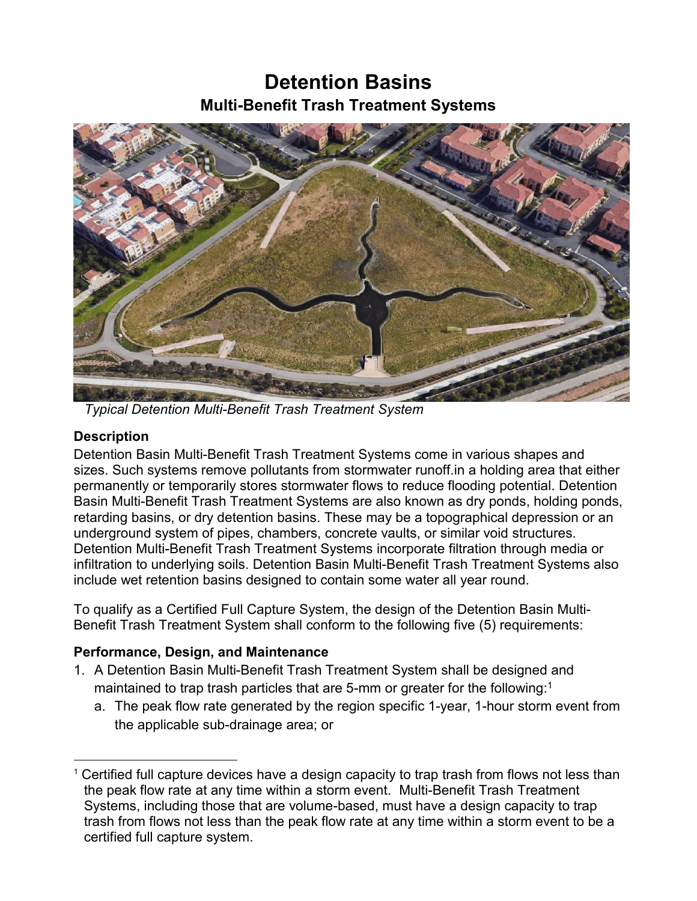# Detention Basins

## Multi-Benefit Trash Treatment Systems

*Typical Detention Multi-Benefit Trash Treatment System*

### Description

Detention Basin Multi-Benefit Trash Treatment Systems come in various shapes and sizes. Such systems remove pollutants from stormwater runoff.in a holding area that either permanently or temporarily stores stormwater flows to reduce flooding potential. Detention Basin Multi-Benefit Trash Treatment Systems are also known as dry ponds, holding ponds, retarding basins, or dry detention basins. These may be a topographical depression or an underground system of pipes, chambers, concrete vaults, or similar void structures. Detention Multi-Benefit Trash Treatment Systems incorporate filtration through media or infiltration to underlying soils. Detention Basin Multi-Benefit Trash Treatment Systems also include wet retention basins designed to contain some water all year round.

To qualify as a Certified Full Capture System, the design of the Detention Basin Multi-Benefit Trash Treatment System shall conform to the following five (5) requirements:

### Performance, Design, and Maintenance

1. A Detention Basin Multi-Benefit Trash Treatment System shall be designed and maintained to trap trash particles that are 5-mm or greater for the following:[1]
   a. The peak flow rate generated by the region specific 1-year, 1-hour storm event from the applicable sub-drainage area; or

[1] Certified full capture devices have a design capacity to trap trash from flows not less than the peak flow rate at any time within a storm event. Multi-Benefit Trash Treatment Systems, including those that are volume-based, must have a design capacity to trap trash from flows not less than the peak flow rate at any time within a storm event to be a certified full capture system.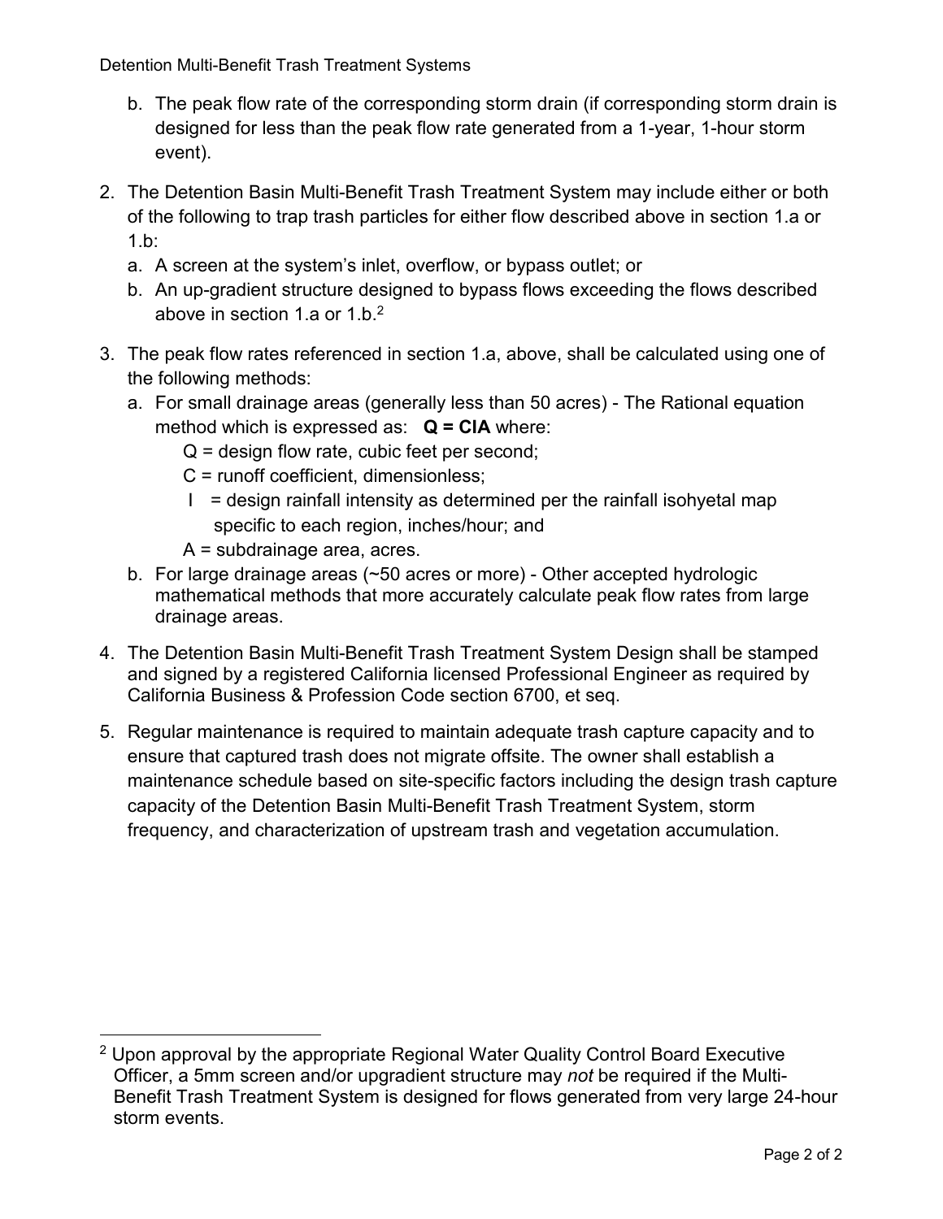b. The peak flow rate of the corresponding storm drain (if corresponding storm drain is designed for less than the peak flow rate generated from a 1-year, 1-hour storm event).

2. The Detention Basin Multi-Benefit Trash Treatment System may include either or both of the following to trap trash particles for either flow described above in section 1.a or 1.b:
   a. A screen at the system's inlet, overflow, or bypass outlet; or
   b. An up-gradient structure designed to bypass flows exceeding the flows described above in section 1.a or 1.b.[2]

3. The peak flow rates referenced in section 1.a, above, shall be calculated using one of the following methods:
   a. For small drainage areas (generally less than 50 acres) - The Rational equation method which is expressed as: **Q = CIA** where:
      - Q = design flow rate, cubic feet per second;
      - C = runoff coefficient, dimensionless;
      - I = design rainfall intensity as determined per the rainfall isohyetal map specific to each region, inches/hour; and
      - A = subdrainage area, acres.
   b. For large drainage areas (~50 acres or more) - Other accepted hydrologic mathematical methods that more accurately calculate peak flow rates from large drainage areas.

4. The Detention Basin Multi-Benefit Trash Treatment System Design shall be stamped and signed by a registered California licensed Professional Engineer as required by California Business & Profession Code section 6700, et seq.

5. Regular maintenance is required to maintain adequate trash capture capacity and to ensure that captured trash does not migrate offsite. The owner shall establish a maintenance schedule based on site-specific factors including the design trash capture capacity of the Detention Basin Multi-Benefit Trash Treatment System, storm frequency, and characterization of upstream trash and vegetation accumulation.

---

[2] Upon approval by the appropriate Regional Water Quality Control Board Executive Officer, a 5mm screen and/or upgradient structure may *not* be required if the Multi-Benefit Trash Treatment System is designed for flows generated from very large 24-hour storm events.